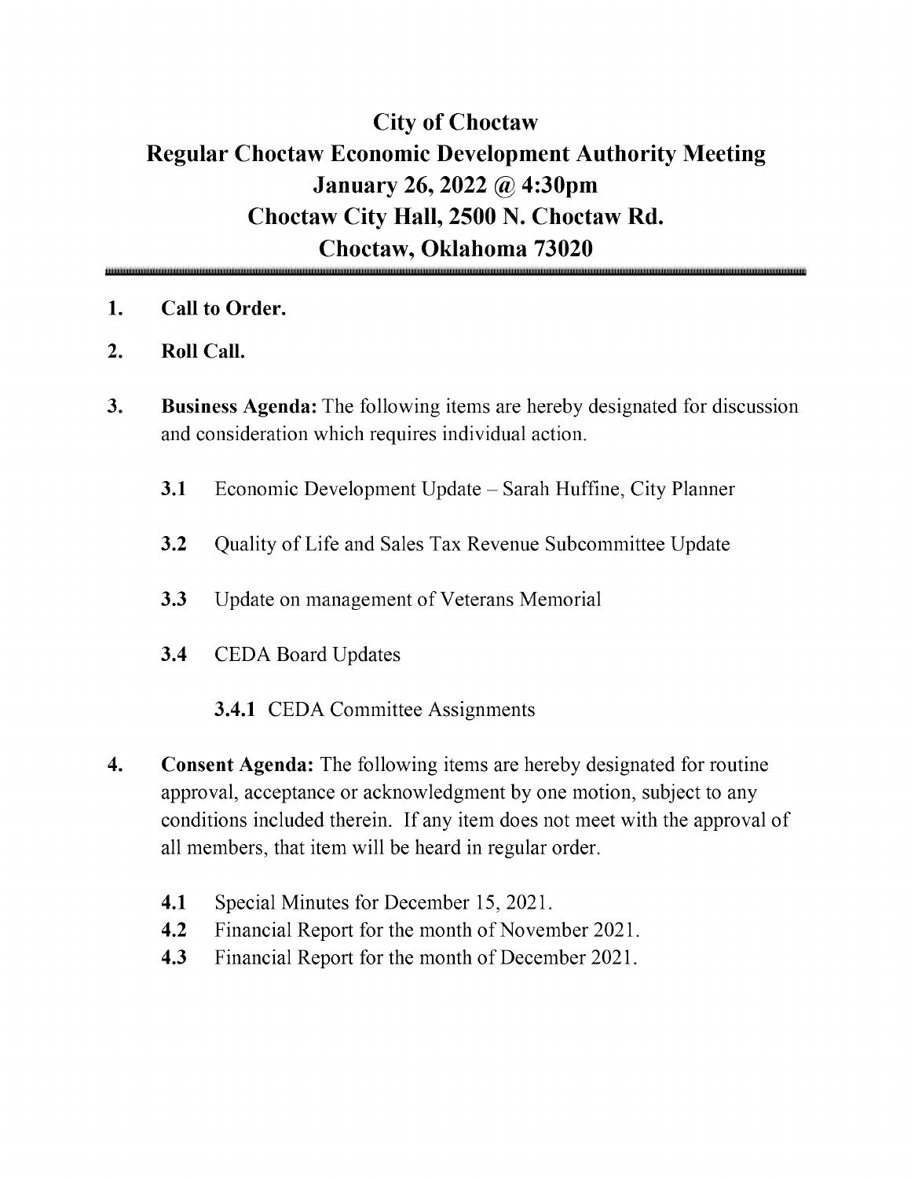# City of Choctaw
# Regular Choctaw Economic Development Authority Meeting
# January 26, 2022 @ 4:30pm
# Choctaw City Hall, 2500 N. Choctaw Rd.
# Choctaw, Oklahoma 73020

---

1. **Call to Order.**

2. **Roll Call.**

3. **Business Agenda:** The following items are hereby designated for discussion and consideration which requires individual action.

   **3.1** Economic Development Update – Sarah Huffine, City Planner

   **3.2** Quality of Life and Sales Tax Revenue Subcommittee Update

   **3.3** Update on management of Veterans Memorial

   **3.4** CEDA Board Updates

   **3.4.1** CEDA Committee Assignments

4. **Consent Agenda:** The following items are hereby designated for routine approval, acceptance or acknowledgment by one motion, subject to any conditions included therein. If any item does not meet with the approval of all members, that item will be heard in regular order.

   **4.1** Special Minutes for December 15, 2021.
   **4.2** Financial Report for the month of November 2021.
   **4.3** Financial Report for the month of December 2021.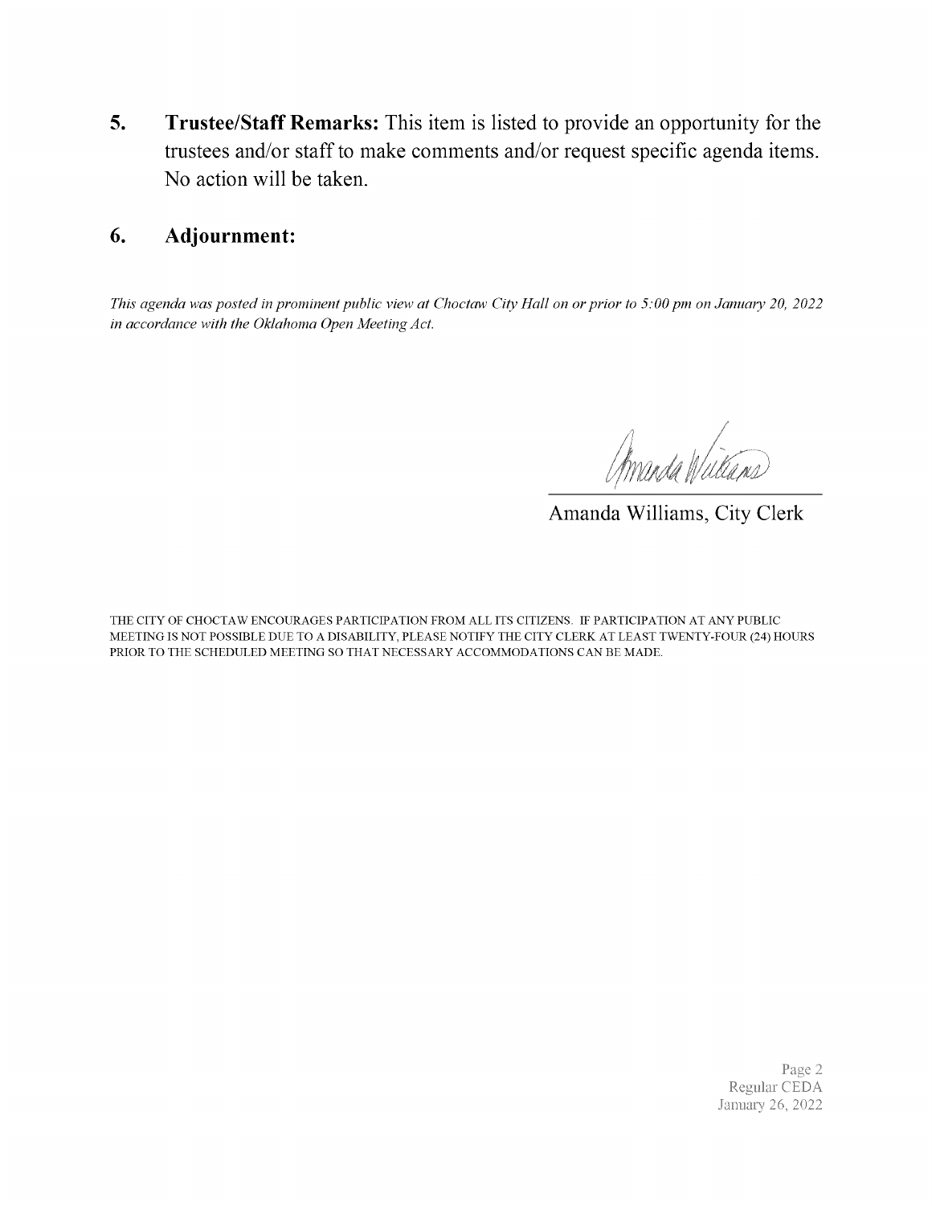**5. Trustee/Staff Remarks:** This item is listed to provide an opportunity for the trustees and/or staff to make comments and/or request specific agenda items. No action will be taken.

**6. Adjournment:**

*This agenda was posted in prominent public view at Choctaw City Hall on or prior to 5:00 pm on January 20, 2022 in accordance with the Oklahoma Open Meeting Act.*

Amanda Williams, City Clerk

THE CITY OF CHOCTAW ENCOURAGES PARTICIPATION FROM ALL ITS CITIZENS. IF PARTICIPATION AT ANY PUBLIC MEETING IS NOT POSSIBLE DUE TO A DISABILITY, PLEASE NOTIFY THE CITY CLERK AT LEAST TWENTY-FOUR (24) HOURS PRIOR TO THE SCHEDULED MEETING SO THAT NECESSARY ACCOMMODATIONS CAN BE MADE.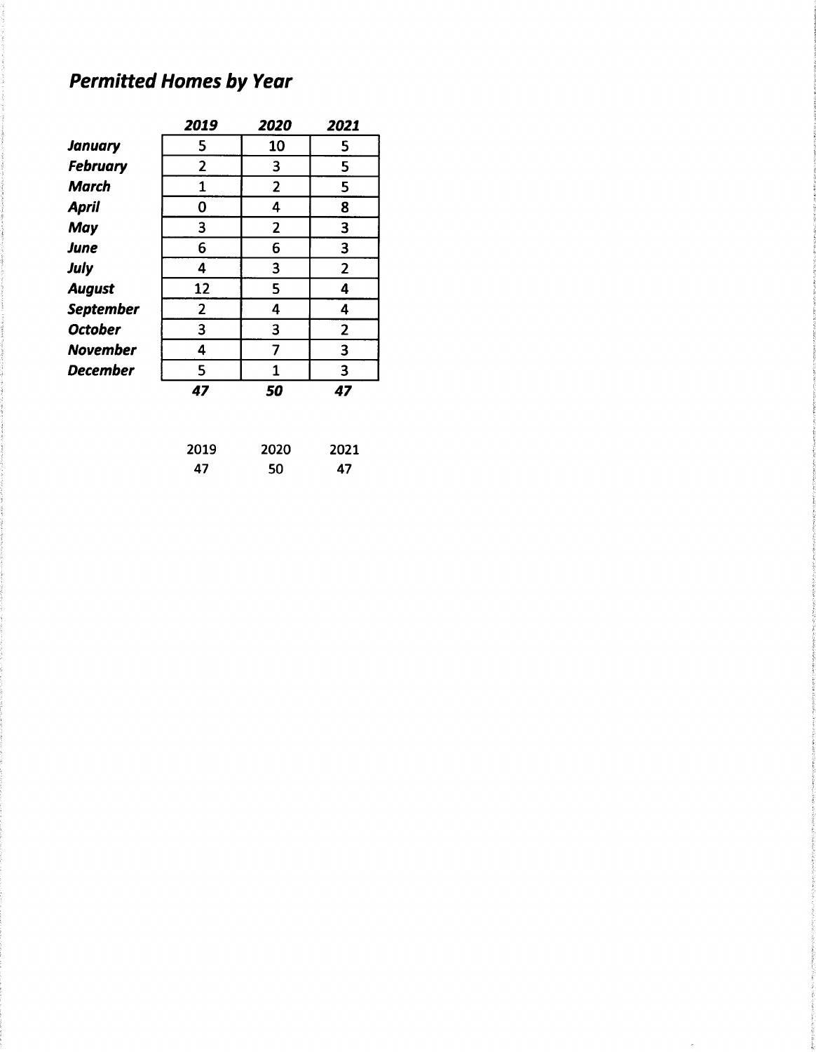# *Permitted Homes by Year*

| | *2019* | *2020* | *2021* |
|---|---|---|---|
| ***January*** | 5 | 10 | 5 |
| ***February*** | 2 | 3 | 5 |
| ***March*** | 1 | 2 | 5 |
| ***April*** | 0 | 4 | 8 |
| ***May*** | 3 | 2 | 3 |
| ***June*** | 6 | 6 | 3 |
| ***July*** | 4 | 3 | 2 |
| ***August*** | 12 | 5 | 4 |
| ***September*** | 2 | 4 | 4 |
| ***October*** | 3 | 3 | 2 |
| ***November*** | 4 | 7 | 3 |
| ***December*** | 5 | 1 | 3 |
| | ***47*** | ***50*** | ***47*** |

| 2019 | 2020 | 2021 |
|---|---|---|
| 47 | 50 | 47 |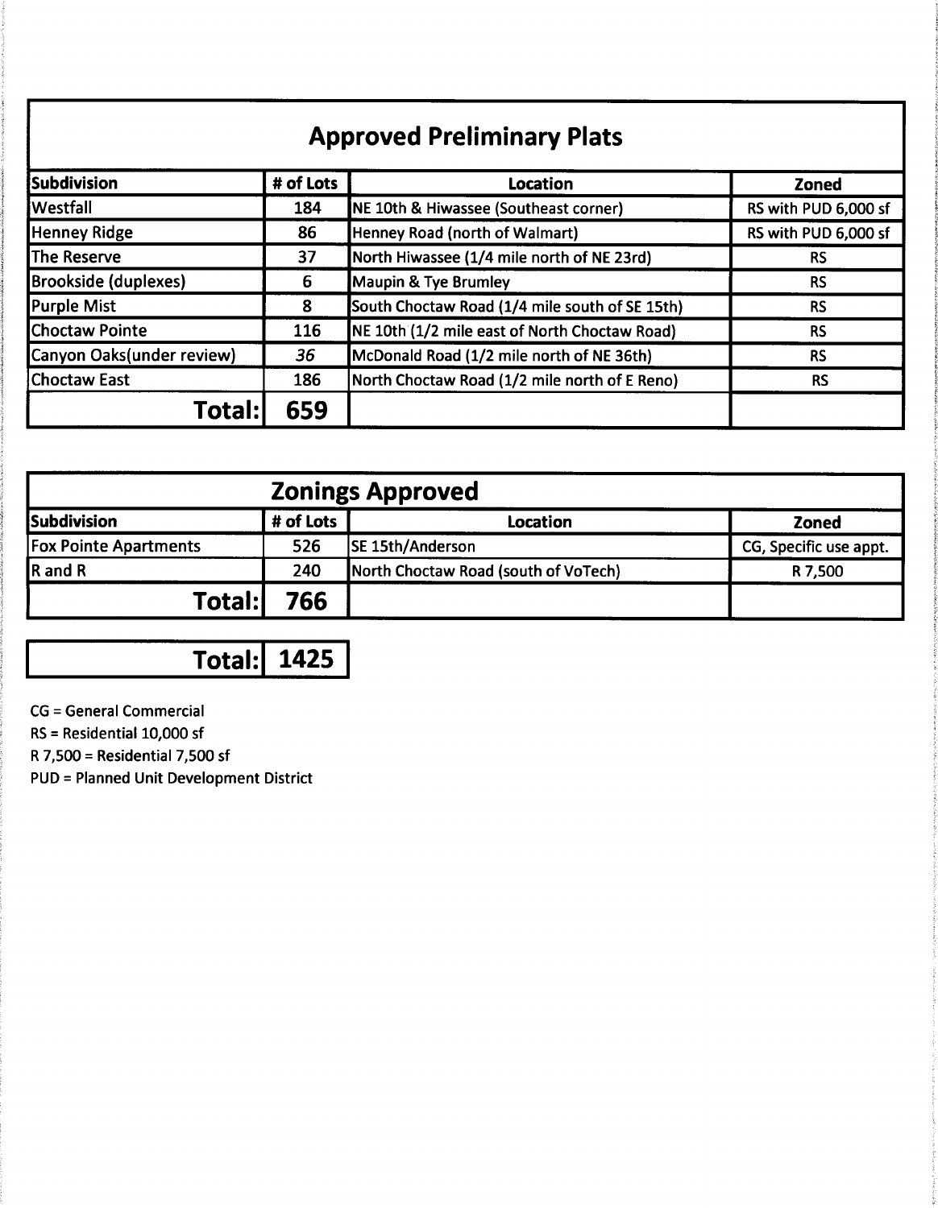## Approved Preliminary Plats

| Subdivision | # of Lots | Location | Zoned |
|---|---|---|---|
| Westfall | 184 | NE 10th & Hiwassee (Southeast corner) | RS with PUD 6,000 sf |
| Henney Ridge | 86 | Henney Road (north of Walmart) | RS with PUD 6,000 sf |
| The Reserve | 37 | North Hiwassee (1/4 mile north of NE 23rd) | RS |
| Brookside (duplexes) | 6 | Maupin & Tye Brumley | RS |
| Purple Mist | 8 | South Choctaw Road (1/4 mile south of SE 15th) | RS |
| Choctaw Pointe | 116 | NE 10th (1/2 mile east of North Choctaw Road) | RS |
| Canyon Oaks(under review) | *36* | McDonald Road (1/2 mile north of NE 36th) | RS |
| Choctaw East | 186 | North Choctaw Road (1/2 mile north of E Reno) | RS |
| **Total:** | **659** | | |

## Zonings Approved

| Subdivision | # of Lots | Location | Zoned |
|---|---|---|---|
| Fox Pointe Apartments | 526 | SE 15th/Anderson | CG, Specific use appt. |
| R and R | 240 | North Choctaw Road (south of VoTech) | R 7,500 |
| **Total:** | **766** | | |

| **Total:** | **1425** |
|---|---|

CG = General Commercial

RS = Residential 10,000 sf

R 7,500 = Residential 7,500 sf

PUD = Planned Unit Development District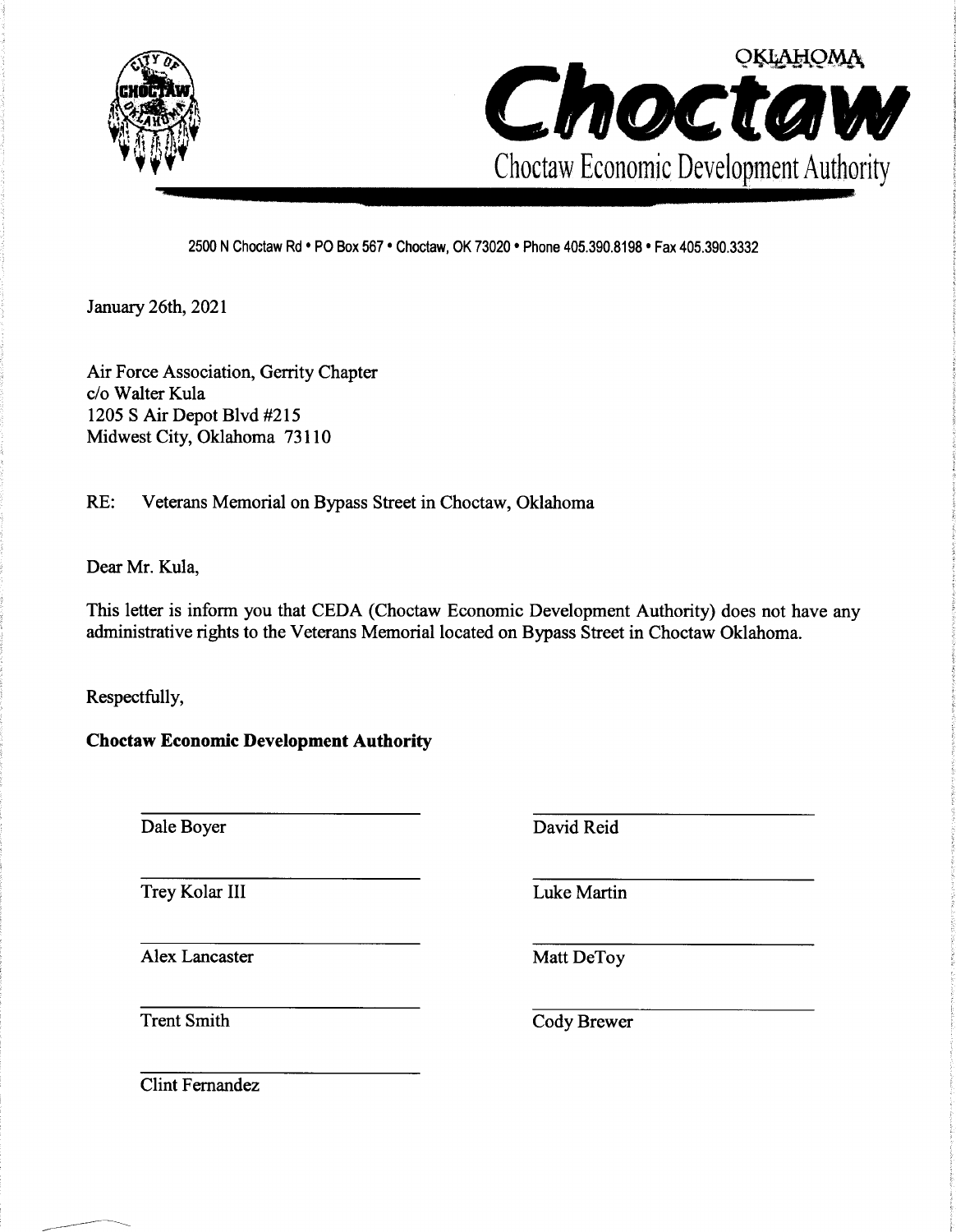OKLAHOMA

# Choctaw

Choctaw Economic Development Authority

2500 N Choctaw Rd • PO Box 567 • Choctaw, OK 73020 • Phone 405.390.8198 • Fax 405.390.3332

January 26th, 2021

Air Force Association, Gerrity Chapter
c/o Walter Kula
1205 S Air Depot Blvd #215
Midwest City, Oklahoma 73110

RE: Veterans Memorial on Bypass Street in Choctaw, Oklahoma

Dear Mr. Kula,

This letter is inform you that CEDA (Choctaw Economic Development Authority) does not have any administrative rights to the Veterans Memorial located on Bypass Street in Choctaw Oklahoma.

Respectfully,

**Choctaw Economic Development Authority**

Dale Boyer

David Reid

Trey Kolar III

Luke Martin

Alex Lancaster

Matt DeToy

Trent Smith

Cody Brewer

Clint Fernandez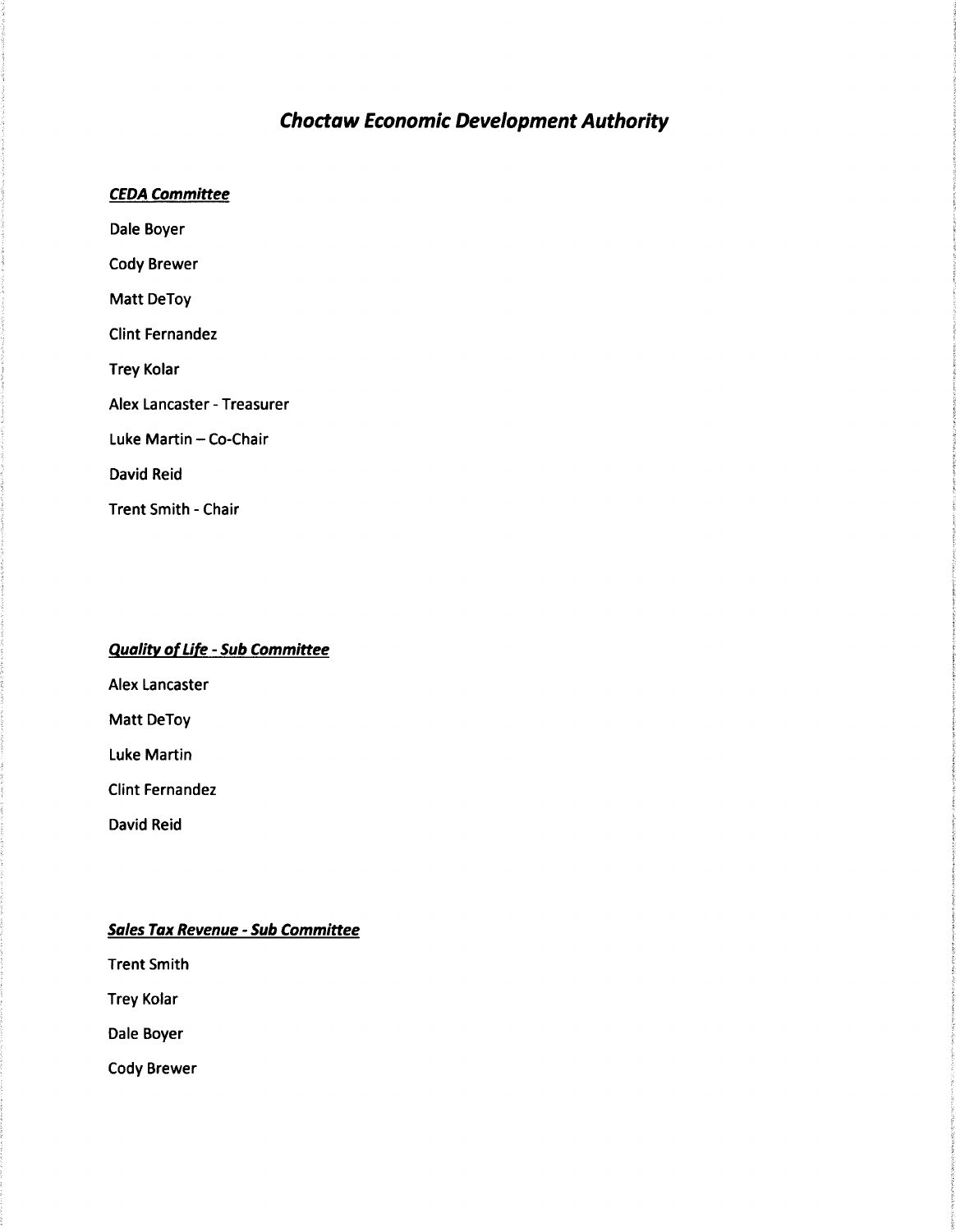# ***Choctaw Economic Development Authority***

***CEDA Committee***

Dale Boyer

Cody Brewer

Matt DeToy

Clint Fernandez

Trey Kolar

Alex Lancaster - Treasurer

Luke Martin – Co-Chair

David Reid

Trent Smith - Chair

***Quality of Life - Sub Committee***

Alex Lancaster

Matt DeToy

Luke Martin

Clint Fernandez

David Reid

***Sales Tax Revenue - Sub Committee***

Trent Smith

Trey Kolar

Dale Boyer

Cody Brewer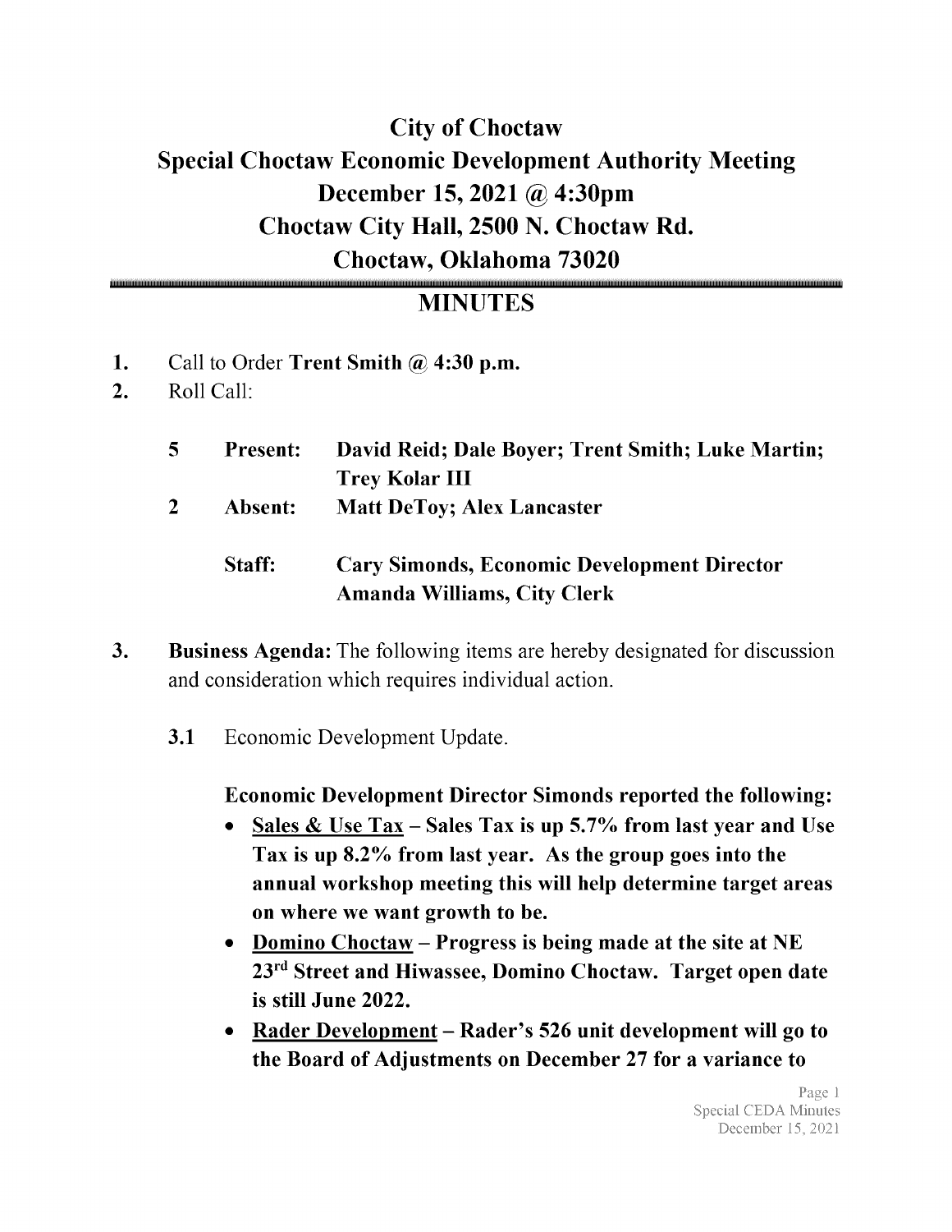# City of Choctaw
# Special Choctaw Economic Development Authority Meeting
# December 15, 2021 @ 4:30pm
# Choctaw City Hall, 2500 N. Choctaw Rd.
# Choctaw, Oklahoma 73020

## MINUTES

1. Call to Order **Trent Smith @ 4:30 p.m.**
2. Roll Call:

| | | |
|---|---|---|
| **5** | **Present:** | **David Reid; Dale Boyer; Trent Smith; Luke Martin; Trey Kolar III** |
| **2** | **Absent:** | **Matt DeToy; Alex Lancaster** |
| | **Staff:** | **Cary Simonds, Economic Development Director**<br>**Amanda Williams, City Clerk** |

3. **Business Agenda:** The following items are hereby designated for discussion and consideration which requires individual action.

   **3.1** Economic Development Update.

   **Economic Development Director Simonds reported the following:**

   - **Sales & Use Tax – Sales Tax is up 5.7% from last year and Use Tax is up 8.2% from last year. As the group goes into the annual workshop meeting this will help determine target areas on where we want growth to be.**
   - **Domino Choctaw – Progress is being made at the site at NE 23rd Street and Hiwassee, Domino Choctaw. Target open date is still June 2022.**
   - **Rader Development – Rader's 526 unit development will go to the Board of Adjustments on December 27 for a variance to**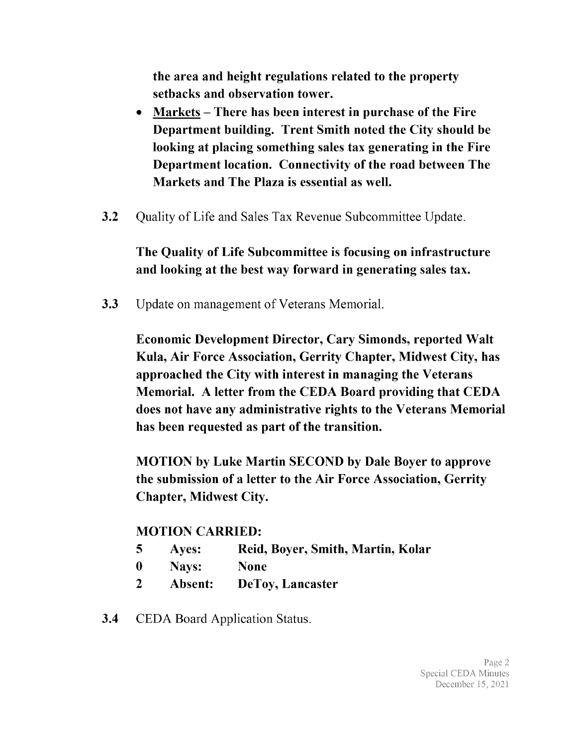**the area and height regulations related to the property setbacks and observation tower.**

- **Markets – There has been interest in purchase of the Fire Department building. Trent Smith noted the City should be looking at placing something sales tax generating in the Fire Department location. Connectivity of the road between The Markets and The Plaza is essential as well.**

**3.2** Quality of Life and Sales Tax Revenue Subcommittee Update.

**The Quality of Life Subcommittee is focusing on infrastructure and looking at the best way forward in generating sales tax.**

**3.3** Update on management of Veterans Memorial.

**Economic Development Director, Cary Simonds, reported Walt Kula, Air Force Association, Gerrity Chapter, Midwest City, has approached the City with interest in managing the Veterans Memorial. A letter from the CEDA Board providing that CEDA does not have any administrative rights to the Veterans Memorial has been requested as part of the transition.**

**MOTION by Luke Martin SECOND by Dale Boyer to approve the submission of a letter to the Air Force Association, Gerrity Chapter, Midwest City.**

**MOTION CARRIED:**

| | | |
|---|---|---|
| **5** | **Ayes:** | **Reid, Boyer, Smith, Martin, Kolar** |
| **0** | **Nays:** | **None** |
| **2** | **Absent:** | **DeToy, Lancaster** |

**3.4** CEDA Board Application Status.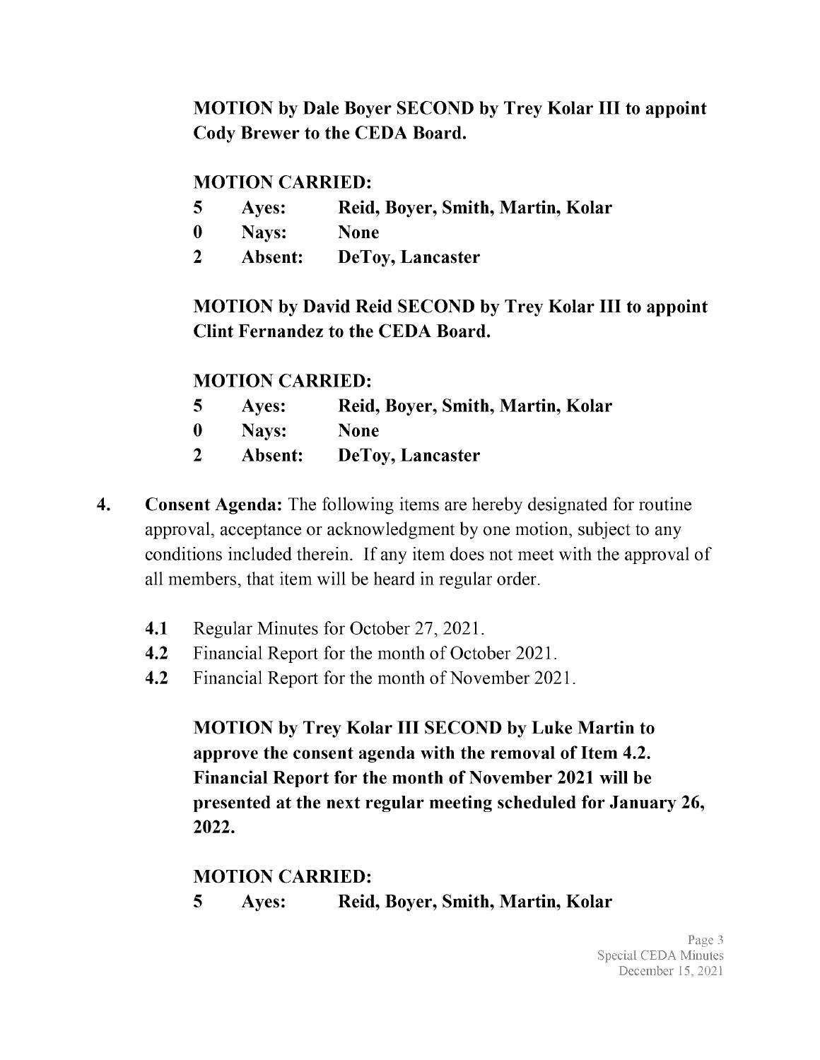**MOTION by Dale Boyer SECOND by Trey Kolar III to appoint Cody Brewer to the CEDA Board.**

**MOTION CARRIED:**

| | | |
|---|---|---|
| **5** | **Ayes:** | **Reid, Boyer, Smith, Martin, Kolar** |
| **0** | **Nays:** | **None** |
| **2** | **Absent:** | **DeToy, Lancaster** |

**MOTION by David Reid SECOND by Trey Kolar III to appoint Clint Fernandez to the CEDA Board.**

**MOTION CARRIED:**

| | | |
|---|---|---|
| **5** | **Ayes:** | **Reid, Boyer, Smith, Martin, Kolar** |
| **0** | **Nays:** | **None** |
| **2** | **Absent:** | **DeToy, Lancaster** |

**4.** **Consent Agenda:** The following items are hereby designated for routine approval, acceptance or acknowledgment by one motion, subject to any conditions included therein. If any item does not meet with the approval of all members, that item will be heard in regular order.

- **4.1** Regular Minutes for October 27, 2021.
- **4.2** Financial Report for the month of October 2021.
- **4.2** Financial Report for the month of November 2021.

**MOTION by Trey Kolar III SECOND by Luke Martin to approve the consent agenda with the removal of Item 4.2. Financial Report for the month of November 2021 will be presented at the next regular meeting scheduled for January 26, 2022.**

**MOTION CARRIED:**

| | | |
|---|---|---|
| **5** | **Ayes:** | **Reid, Boyer, Smith, Martin, Kolar** |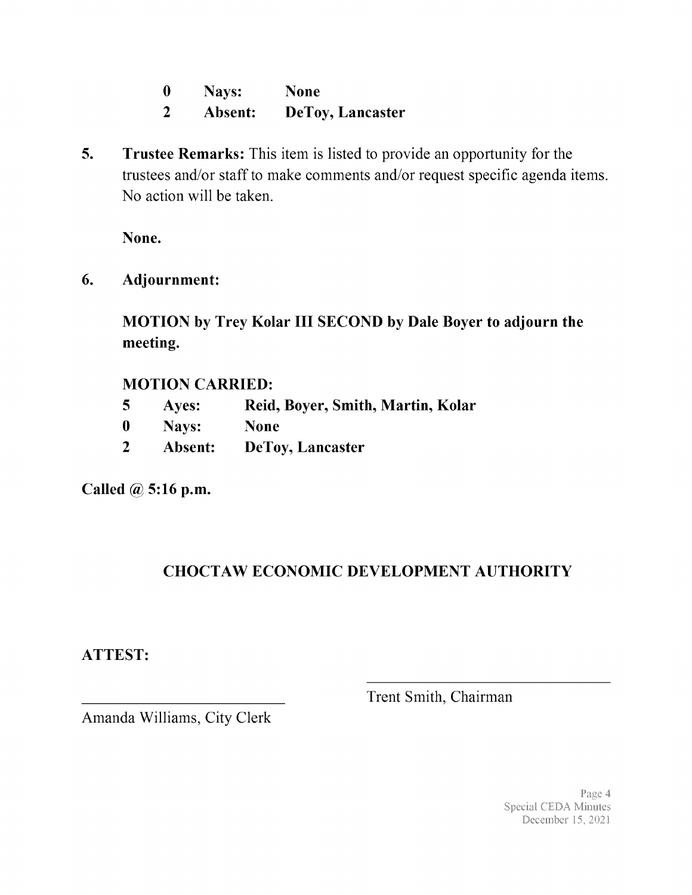**0 Nays: None**
**2 Absent: DeToy, Lancaster**

5. **Trustee Remarks:** This item is listed to provide an opportunity for the trustees and/or staff to make comments and/or request specific agenda items. No action will be taken.

   **None.**

6. **Adjournment:**

   **MOTION by Trey Kolar III SECOND by Dale Boyer to adjourn the meeting.**

   **MOTION CARRIED:**
   **5 Ayes: Reid, Boyer, Smith, Martin, Kolar**
   **0 Nays: None**
   **2 Absent: DeToy, Lancaster**

**Called @ 5:16 p.m.**

## CHOCTAW ECONOMIC DEVELOPMENT AUTHORITY

**ATTEST:**

\_\_\_\_\_\_\_\_\_\_\_\_\_\_\_\_\_\_\_\_\_\_\_\_\_\_
Trent Smith, Chairman

\_\_\_\_\_\_\_\_\_\_\_\_\_\_\_\_\_\_\_\_\_\_\_\_\_\_
Amanda Williams, City Clerk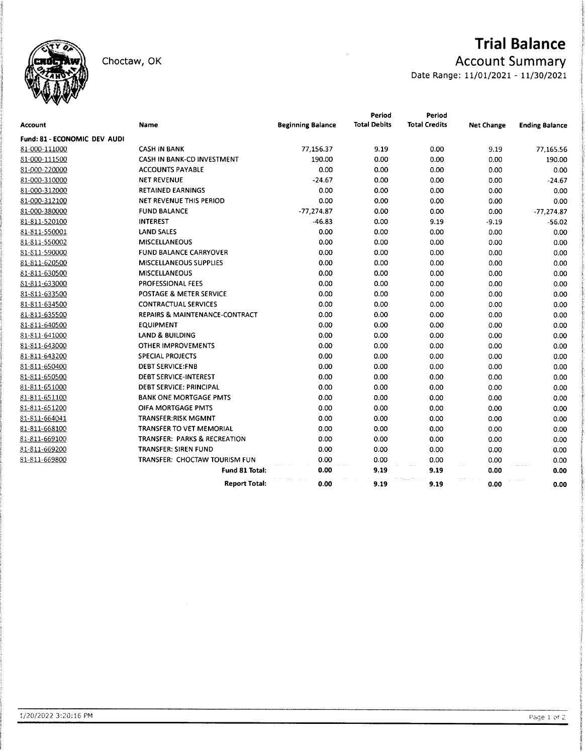Choctaw, OK

# Trial Balance

## Account Summary

Date Range: 11/01/2021 - 11/30/2021

| Account | Name | Beginning Balance | Period Total Debits | Period Total Credits | Net Change | Ending Balance |
|---|---|---|---|---|---|---|
| **Fund: 81 - ECONOMIC DEV AUDI** | | | | | | |
| 81-000-111000 | CASH IN BANK | 77,156.37 | 9.19 | 0.00 | 9.19 | 77,165.56 |
| 81-000-111500 | CASH IN BANK-CD INVESTMENT | 190.00 | 0.00 | 0.00 | 0.00 | 190.00 |
| 81-000-220000 | ACCOUNTS PAYABLE | 0.00 | 0.00 | 0.00 | 0.00 | 0.00 |
| 81-000-310000 | NET REVENUE | -24.67 | 0.00 | 0.00 | 0.00 | -24.67 |
| 81-000-312000 | RETAINED EARNINGS | 0.00 | 0.00 | 0.00 | 0.00 | 0.00 |
| 81-000-312100 | NET REVENUE THIS PERIOD | 0.00 | 0.00 | 0.00 | 0.00 | 0.00 |
| 81-000-380000 | FUND BALANCE | -77,274.87 | 0.00 | 0.00 | 0.00 | -77,274.87 |
| 81-811-520100 | INTEREST | -46.83 | 0.00 | 9.19 | -9.19 | -56.02 |
| 81-811-550001 | LAND SALES | 0.00 | 0.00 | 0.00 | 0.00 | 0.00 |
| 81-811-550002 | MISCELLANEOUS | 0.00 | 0.00 | 0.00 | 0.00 | 0.00 |
| 81-811-590000 | FUND BALANCE CARRYOVER | 0.00 | 0.00 | 0.00 | 0.00 | 0.00 |
| 81-811-620500 | MISCELLANEOUS SUPPLIES | 0.00 | 0.00 | 0.00 | 0.00 | 0.00 |
| 81-811-630500 | MISCELLANEOUS | 0.00 | 0.00 | 0.00 | 0.00 | 0.00 |
| 81-811-633000 | PROFESSIONAL FEES | 0.00 | 0.00 | 0.00 | 0.00 | 0.00 |
| 81-811-633500 | POSTAGE & METER SERVICE | 0.00 | 0.00 | 0.00 | 0.00 | 0.00 |
| 81-811-634500 | CONTRACTUAL SERVICES | 0.00 | 0.00 | 0.00 | 0.00 | 0.00 |
| 81-811-635500 | REPAIRS & MAINTENANCE-CONTRACT | 0.00 | 0.00 | 0.00 | 0.00 | 0.00 |
| 81-811-640500 | EQUIPMENT | 0.00 | 0.00 | 0.00 | 0.00 | 0.00 |
| 81-811-641000 | LAND & BUILDING | 0.00 | 0.00 | 0.00 | 0.00 | 0.00 |
| 81-811-643000 | OTHER IMPROVEMENTS | 0.00 | 0.00 | 0.00 | 0.00 | 0.00 |
| 81-811-643200 | SPECIAL PROJECTS | 0.00 | 0.00 | 0.00 | 0.00 | 0.00 |
| 81-811-650400 | DEBT SERVICE:FNB | 0.00 | 0.00 | 0.00 | 0.00 | 0.00 |
| 81-811-650500 | DEBT SERVICE-INTEREST | 0.00 | 0.00 | 0.00 | 0.00 | 0.00 |
| 81-811-651000 | DEBT SERVICE: PRINCIPAL | 0.00 | 0.00 | 0.00 | 0.00 | 0.00 |
| 81-811-651100 | BANK ONE MORTGAGE PMTS | 0.00 | 0.00 | 0.00 | 0.00 | 0.00 |
| 81-811-651200 | OIFA MORTGAGE PMTS | 0.00 | 0.00 | 0.00 | 0.00 | 0.00 |
| 81-811-664041 | TRANSFER:RISK MGMNT | 0.00 | 0.00 | 0.00 | 0.00 | 0.00 |
| 81-811-668100 | TRANSFER TO VET MEMORIAL | 0.00 | 0.00 | 0.00 | 0.00 | 0.00 |
| 81-811-669100 | TRANSFER: PARKS & RECREATION | 0.00 | 0.00 | 0.00 | 0.00 | 0.00 |
| 81-811-669200 | TRANSFER: SIREN FUND | 0.00 | 0.00 | 0.00 | 0.00 | 0.00 |
| 81-811-669800 | TRANSFER: CHOCTAW TOURISM FUN | 0.00 | 0.00 | 0.00 | 0.00 | 0.00 |
| | **Fund 81 Total:** | **0.00** | **9.19** | **9.19** | **0.00** | **0.00** |
| | **Report Total:** | **0.00** | **9.19** | **9.19** | **0.00** | **0.00** |

1/20/2022 3:20:16 PM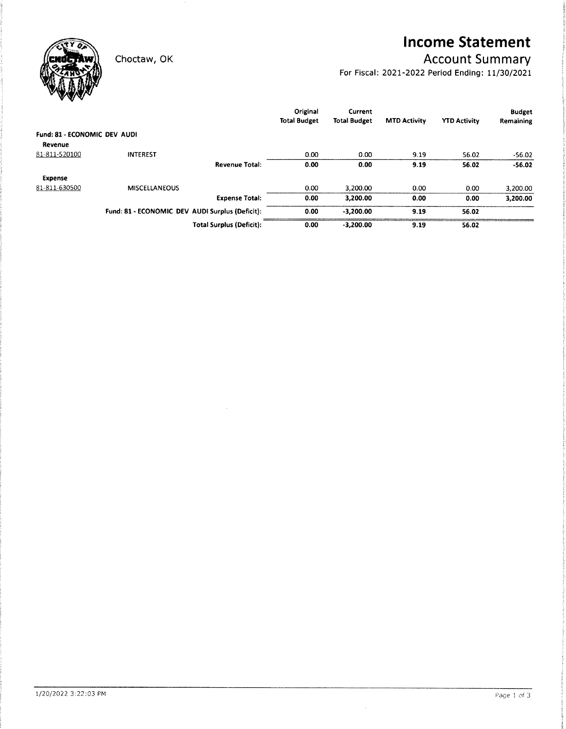Choctaw, OK

# Income Statement

## Account Summary

For Fiscal: 2021-2022 Period Ending: 11/30/2021

| | | Original Total Budget | Current Total Budget | MTD Activity | YTD Activity | Budget Remaining |
|---|---|---|---|---|---|---|
| **Fund: 81 - ECONOMIC DEV AUDI** | | | | | | |
| **Revenue** | | | | | | |
| 81-811-520100 | INTEREST | 0.00 | 0.00 | 9.19 | 56.02 | -56.02 |
| | **Revenue Total:** | **0.00** | **0.00** | **9.19** | **56.02** | **-56.02** |
| **Expense** | | | | | | |
| 81-811-630500 | MISCELLANEOUS | 0.00 | 3,200.00 | 0.00 | 0.00 | 3,200.00 |
| | **Expense Total:** | **0.00** | **3,200.00** | **0.00** | **0.00** | **3,200.00** |
| | **Fund: 81 - ECONOMIC DEV AUDI Surplus (Deficit):** | **0.00** | **-3,200.00** | **9.19** | **56.02** | |
| | **Total Surplus (Deficit):** | **0.00** | **-3,200.00** | **9.19** | **56.02** | |

1/20/2022 3:22:03 PM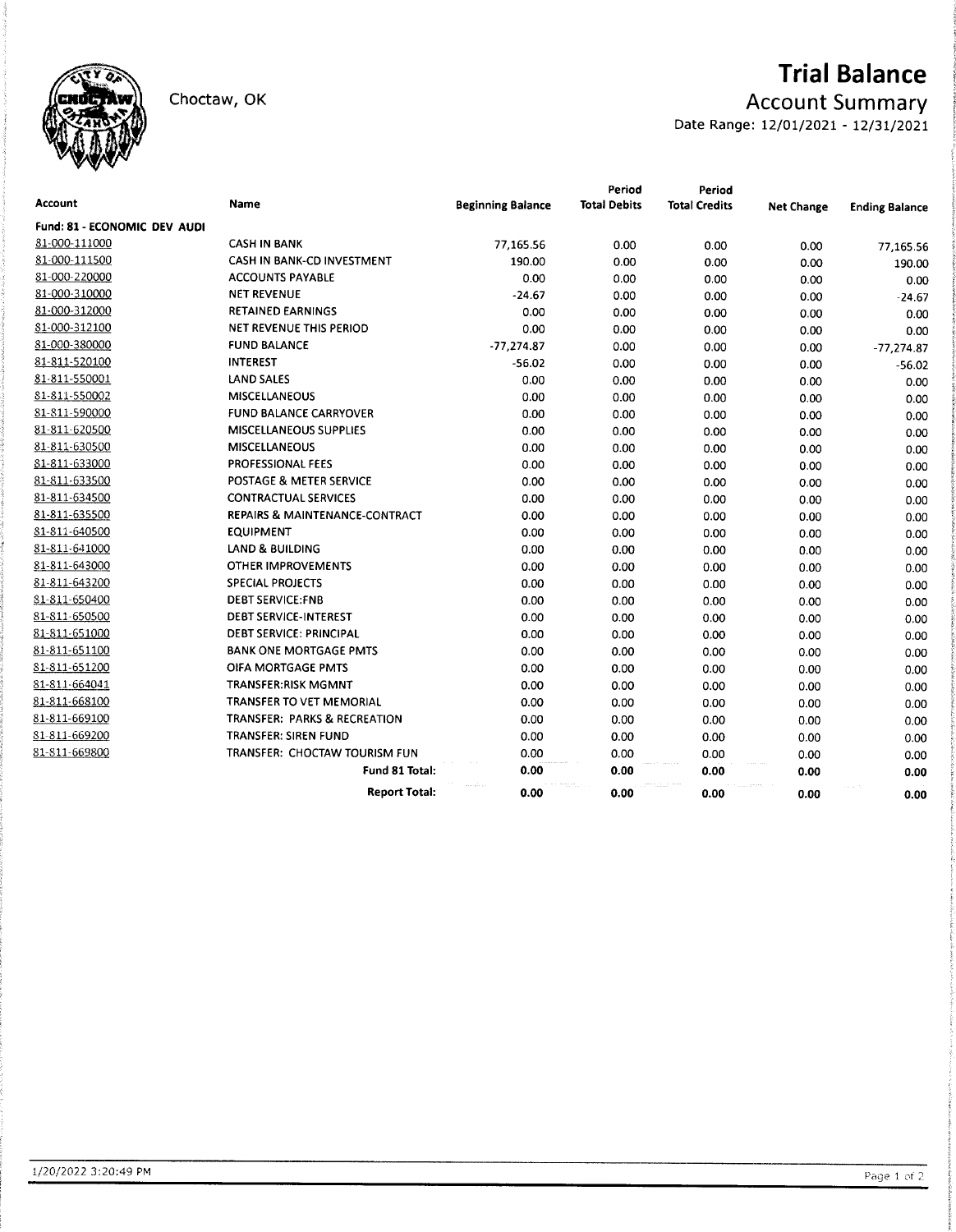Choctaw, OK

# Trial Balance

## Account Summary

Date Range: 12/01/2021 - 12/31/2021

| Account | Name | Beginning Balance | Period Total Debits | Period Total Credits | Net Change | Ending Balance |
|---|---|---|---|---|---|---|
| **Fund: 81 - ECONOMIC DEV AUDI** | | | | | | |
| 81-000-111000 | CASH IN BANK | 77,165.56 | 0.00 | 0.00 | 0.00 | 77,165.56 |
| 81-000-111500 | CASH IN BANK-CD INVESTMENT | 190.00 | 0.00 | 0.00 | 0.00 | 190.00 |
| 81-000-220000 | ACCOUNTS PAYABLE | 0.00 | 0.00 | 0.00 | 0.00 | 0.00 |
| 81-000-310000 | NET REVENUE | -24.67 | 0.00 | 0.00 | 0.00 | -24.67 |
| 81-000-312000 | RETAINED EARNINGS | 0.00 | 0.00 | 0.00 | 0.00 | 0.00 |
| 81-000-312100 | NET REVENUE THIS PERIOD | 0.00 | 0.00 | 0.00 | 0.00 | 0.00 |
| 81-000-380000 | FUND BALANCE | -77,274.87 | 0.00 | 0.00 | 0.00 | -77,274.87 |
| 81-811-520100 | INTEREST | -56.02 | 0.00 | 0.00 | 0.00 | -56.02 |
| 81-811-550001 | LAND SALES | 0.00 | 0.00 | 0.00 | 0.00 | 0.00 |
| 81-811-550002 | MISCELLANEOUS | 0.00 | 0.00 | 0.00 | 0.00 | 0.00 |
| 81-811-590000 | FUND BALANCE CARRYOVER | 0.00 | 0.00 | 0.00 | 0.00 | 0.00 |
| 81-811-620500 | MISCELLANEOUS SUPPLIES | 0.00 | 0.00 | 0.00 | 0.00 | 0.00 |
| 81-811-630500 | MISCELLANEOUS | 0.00 | 0.00 | 0.00 | 0.00 | 0.00 |
| 81-811-633000 | PROFESSIONAL FEES | 0.00 | 0.00 | 0.00 | 0.00 | 0.00 |
| 81-811-633500 | POSTAGE & METER SERVICE | 0.00 | 0.00 | 0.00 | 0.00 | 0.00 |
| 81-811-634500 | CONTRACTUAL SERVICES | 0.00 | 0.00 | 0.00 | 0.00 | 0.00 |
| 81-811-635500 | REPAIRS & MAINTENANCE-CONTRACT | 0.00 | 0.00 | 0.00 | 0.00 | 0.00 |
| 81-811-640500 | EQUIPMENT | 0.00 | 0.00 | 0.00 | 0.00 | 0.00 |
| 81-811-641000 | LAND & BUILDING | 0.00 | 0.00 | 0.00 | 0.00 | 0.00 |
| 81-811-643000 | OTHER IMPROVEMENTS | 0.00 | 0.00 | 0.00 | 0.00 | 0.00 |
| 81-811-643200 | SPECIAL PROJECTS | 0.00 | 0.00 | 0.00 | 0.00 | 0.00 |
| 81-811-650400 | DEBT SERVICE:FNB | 0.00 | 0.00 | 0.00 | 0.00 | 0.00 |
| 81-811-650500 | DEBT SERVICE-INTEREST | 0.00 | 0.00 | 0.00 | 0.00 | 0.00 |
| 81-811-651000 | DEBT SERVICE: PRINCIPAL | 0.00 | 0.00 | 0.00 | 0.00 | 0.00 |
| 81-811-651100 | BANK ONE MORTGAGE PMTS | 0.00 | 0.00 | 0.00 | 0.00 | 0.00 |
| 81-811-651200 | OIFA MORTGAGE PMTS | 0.00 | 0.00 | 0.00 | 0.00 | 0.00 |
| 81-811-664041 | TRANSFER:RISK MGMNT | 0.00 | 0.00 | 0.00 | 0.00 | 0.00 |
| 81-811-668100 | TRANSFER TO VET MEMORIAL | 0.00 | 0.00 | 0.00 | 0.00 | 0.00 |
| 81-811-669100 | TRANSFER: PARKS & RECREATION | 0.00 | 0.00 | 0.00 | 0.00 | 0.00 |
| 81-811-669200 | TRANSFER: SIREN FUND | 0.00 | 0.00 | 0.00 | 0.00 | 0.00 |
| 81-811-669800 | TRANSFER: CHOCTAW TOURISM FUN | 0.00 | 0.00 | 0.00 | 0.00 | 0.00 |
| | **Fund 81 Total:** | **0.00** | **0.00** | **0.00** | **0.00** | **0.00** |
| | **Report Total:** | **0.00** | **0.00** | **0.00** | **0.00** | **0.00** |

1/20/2022 3:20:49 PM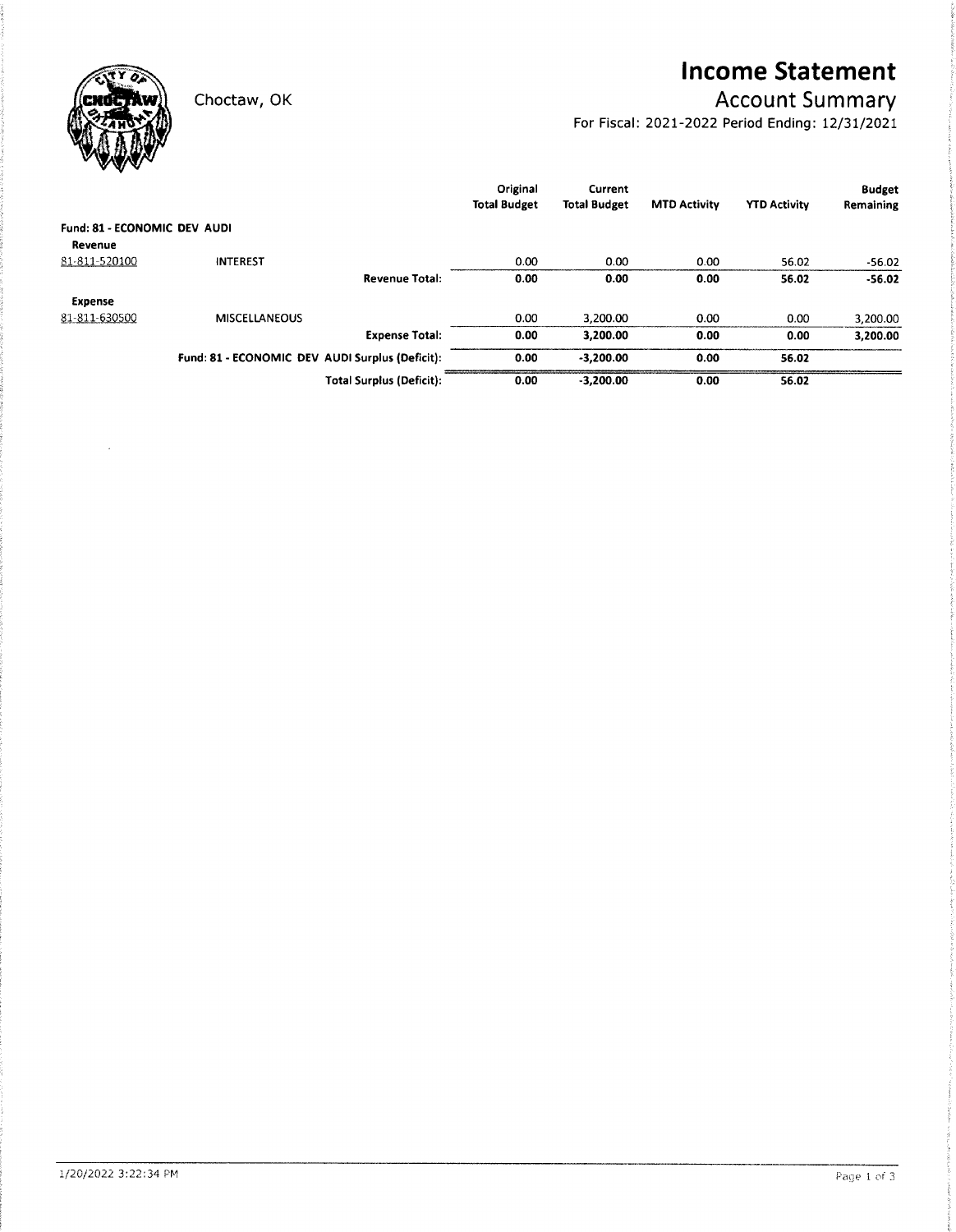Choctaw, OK

# Income Statement

## Account Summary

For Fiscal: 2021-2022 Period Ending: 12/31/2021

| | | Original Total Budget | Current Total Budget | MTD Activity | YTD Activity | Budget Remaining |
|---|---|---|---|---|---|---|
| **Fund: 81 - ECONOMIC DEV AUDI** | | | | | | |
| **Revenue** | | | | | | |
| 81-811-520100 | INTEREST | 0.00 | 0.00 | 0.00 | 56.02 | -56.02 |
| | **Revenue Total:** | **0.00** | **0.00** | **0.00** | **56.02** | **-56.02** |
| **Expense** | | | | | | |
| 81-811-630500 | MISCELLANEOUS | 0.00 | 3,200.00 | 0.00 | 0.00 | 3,200.00 |
| | **Expense Total:** | **0.00** | **3,200.00** | **0.00** | **0.00** | **3,200.00** |
| | **Fund: 81 - ECONOMIC DEV AUDI Surplus (Deficit):** | **0.00** | **-3,200.00** | **0.00** | **56.02** | |
| | **Total Surplus (Deficit):** | **0.00** | **-3,200.00** | **0.00** | **56.02** | |

1/20/2022 3:22:34 PM